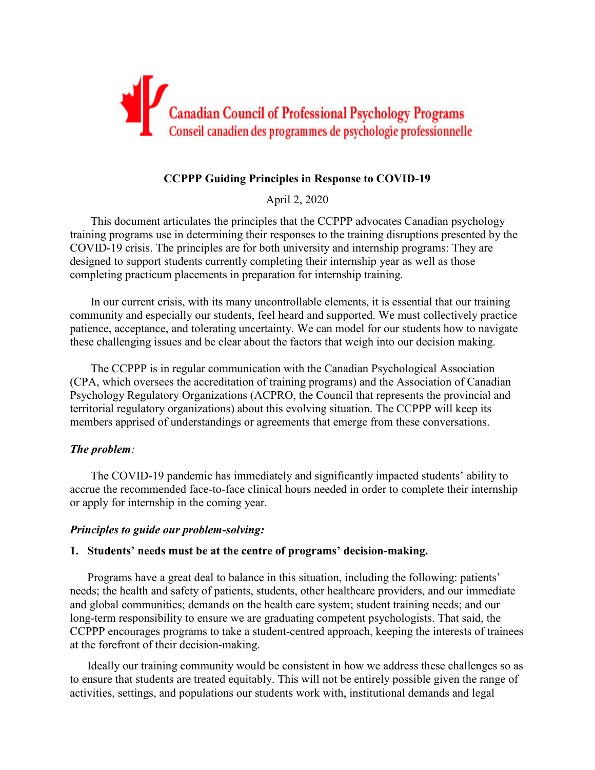Canadian Council of Professional Psychology Programs
Conseil canadien des programmes de psychologie professionnelle

**CCPPP Guiding Principles in Response to COVID-19**

April 2, 2020

This document articulates the principles that the CCPPP advocates Canadian psychology training programs use in determining their responses to the training disruptions presented by the COVID-19 crisis. The principles are for both university and internship programs: They are designed to support students currently completing their internship year as well as those completing practicum placements in preparation for internship training.

In our current crisis, with its many uncontrollable elements, it is essential that our training community and especially our students, feel heard and supported. We must collectively practice patience, acceptance, and tolerating uncertainty. We can model for our students how to navigate these challenging issues and be clear about the factors that weigh into our decision making.

The CCPPP is in regular communication with the Canadian Psychological Association (CPA, which oversees the accreditation of training programs) and the Association of Canadian Psychology Regulatory Organizations (ACPRO, the Council that represents the provincial and territorial regulatory organizations) about this evolving situation. The CCPPP will keep its members apprised of understandings or agreements that emerge from these conversations.

***The problem***:

The COVID-19 pandemic has immediately and significantly impacted students' ability to accrue the recommended face-to-face clinical hours needed in order to complete their internship or apply for internship in the coming year.

***Principles to guide our problem-solving:***

**1. Students' needs must be at the centre of programs' decision-making.**

Programs have a great deal to balance in this situation, including the following: patients' needs; the health and safety of patients, students, other healthcare providers, and our immediate and global communities; demands on the health care system; student training needs; and our long-term responsibility to ensure we are graduating competent psychologists. That said, the CCPPP encourages programs to take a student-centred approach, keeping the interests of trainees at the forefront of their decision-making.

Ideally our training community would be consistent in how we address these challenges so as to ensure that students are treated equitably. This will not be entirely possible given the range of activities, settings, and populations our students work with, institutional demands and legal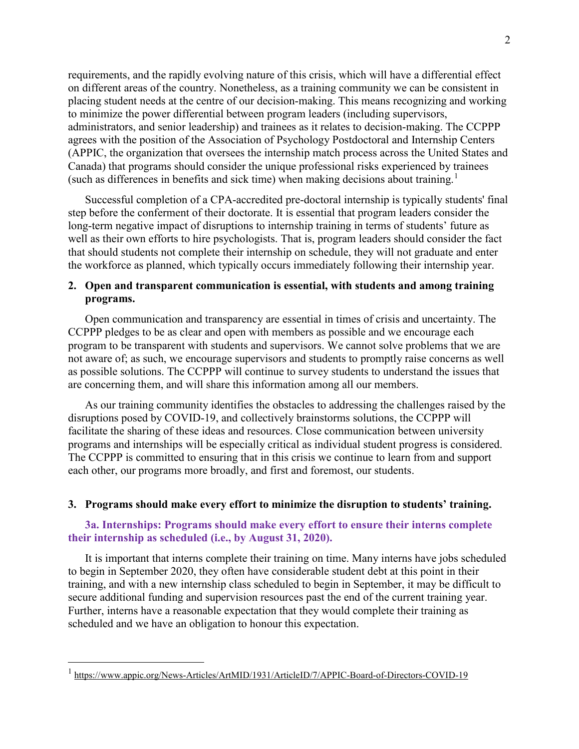requirements, and the rapidly evolving nature of this crisis, which will have a differential effect on different areas of the country. Nonetheless, as a training community we can be consistent in placing student needs at the centre of our decision-making. This means recognizing and working to minimize the power differential between program leaders (including supervisors, administrators, and senior leadership) and trainees as it relates to decision-making. The CCPPP agrees with the position of the Association of Psychology Postdoctoral and Internship Centers (APPIC, the organization that oversees the internship match process across the United States and Canada) that programs should consider the unique professional risks experienced by trainees (such as differences in benefits and sick time) when making decisions about training.[1]

Successful completion of a CPA-accredited pre-doctoral internship is typically students' final step before the conferment of their doctorate. It is essential that program leaders consider the long-term negative impact of disruptions to internship training in terms of students' future as well as their own efforts to hire psychologists. That is, program leaders should consider the fact that should students not complete their internship on schedule, they will not graduate and enter the workforce as planned, which typically occurs immediately following their internship year.

## 2. Open and transparent communication is essential, with students and among training programs.

Open communication and transparency are essential in times of crisis and uncertainty. The CCPPP pledges to be as clear and open with members as possible and we encourage each program to be transparent with students and supervisors. We cannot solve problems that we are not aware of; as such, we encourage supervisors and students to promptly raise concerns as well as possible solutions. The CCPPP will continue to survey students to understand the issues that are concerning them, and will share this information among all our members.

As our training community identifies the obstacles to addressing the challenges raised by the disruptions posed by COVID-19, and collectively brainstorms solutions, the CCPPP will facilitate the sharing of these ideas and resources. Close communication between university programs and internships will be especially critical as individual student progress is considered. The CCPPP is committed to ensuring that in this crisis we continue to learn from and support each other, our programs more broadly, and first and foremost, our students.

## 3. Programs should make every effort to minimize the disruption to students' training.

### 3a. Internships: Programs should make every effort to ensure their interns complete their internship as scheduled (i.e., by August 31, 2020).

It is important that interns complete their training on time. Many interns have jobs scheduled to begin in September 2020, they often have considerable student debt at this point in their training, and with a new internship class scheduled to begin in September, it may be difficult to secure additional funding and supervision resources past the end of the current training year. Further, interns have a reasonable expectation that they would complete their training as scheduled and we have an obligation to honour this expectation.

[1] https://www.appic.org/News-Articles/ArtMID/1931/ArticleID/7/APPIC-Board-of-Directors-COVID-19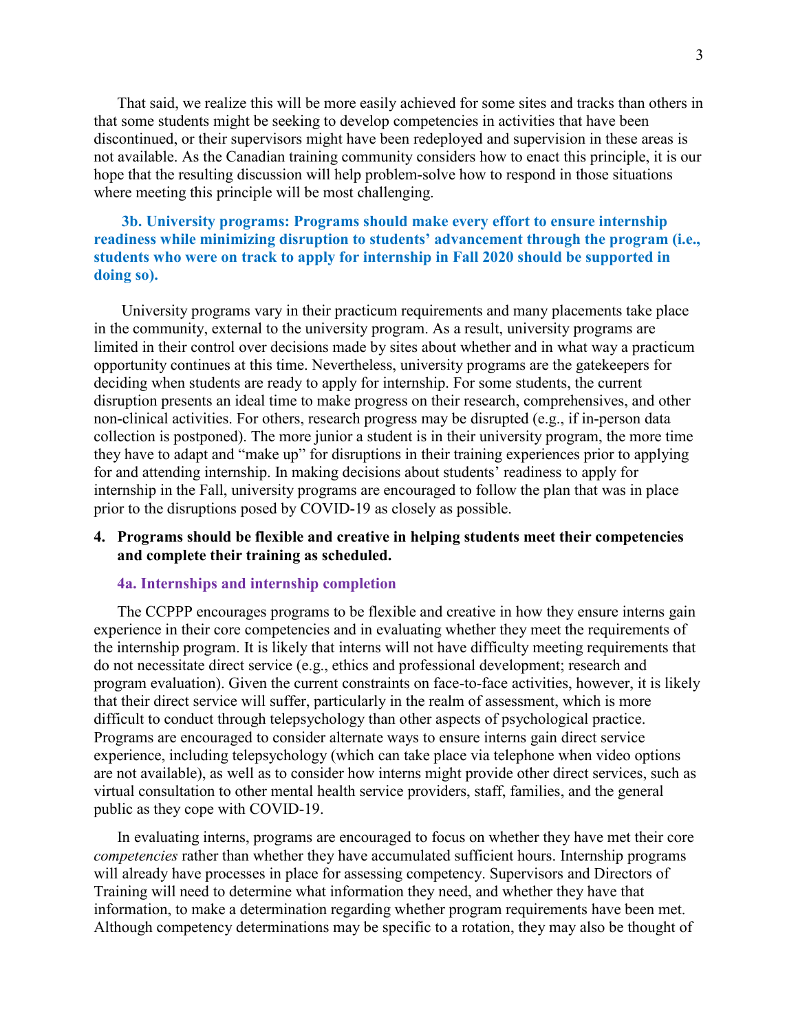That said, we realize this will be more easily achieved for some sites and tracks than others in that some students might be seeking to develop competencies in activities that have been discontinued, or their supervisors might have been redeployed and supervision in these areas is not available. As the Canadian training community considers how to enact this principle, it is our hope that the resulting discussion will help problem-solve how to respond in those situations where meeting this principle will be most challenging.

**3b. University programs: Programs should make every effort to ensure internship readiness while minimizing disruption to students' advancement through the program (i.e., students who were on track to apply for internship in Fall 2020 should be supported in doing so).**

University programs vary in their practicum requirements and many placements take place in the community, external to the university program. As a result, university programs are limited in their control over decisions made by sites about whether and in what way a practicum opportunity continues at this time. Nevertheless, university programs are the gatekeepers for deciding when students are ready to apply for internship. For some students, the current disruption presents an ideal time to make progress on their research, comprehensives, and other non-clinical activities. For others, research progress may be disrupted (e.g., if in-person data collection is postponed). The more junior a student is in their university program, the more time they have to adapt and "make up" for disruptions in their training experiences prior to applying for and attending internship. In making decisions about students' readiness to apply for internship in the Fall, university programs are encouraged to follow the plan that was in place prior to the disruptions posed by COVID-19 as closely as possible.

4. **Programs should be flexible and creative in helping students meet their competencies and complete their training as scheduled.**

**4a. Internships and internship completion**

The CCPPP encourages programs to be flexible and creative in how they ensure interns gain experience in their core competencies and in evaluating whether they meet the requirements of the internship program. It is likely that interns will not have difficulty meeting requirements that do not necessitate direct service (e.g., ethics and professional development; research and program evaluation). Given the current constraints on face-to-face activities, however, it is likely that their direct service will suffer, particularly in the realm of assessment, which is more difficult to conduct through telepsychology than other aspects of psychological practice. Programs are encouraged to consider alternate ways to ensure interns gain direct service experience, including telepsychology (which can take place via telephone when video options are not available), as well as to consider how interns might provide other direct services, such as virtual consultation to other mental health service providers, staff, families, and the general public as they cope with COVID-19.

In evaluating interns, programs are encouraged to focus on whether they have met their core *competencies* rather than whether they have accumulated sufficient hours. Internship programs will already have processes in place for assessing competency. Supervisors and Directors of Training will need to determine what information they need, and whether they have that information, to make a determination regarding whether program requirements have been met. Although competency determinations may be specific to a rotation, they may also be thought of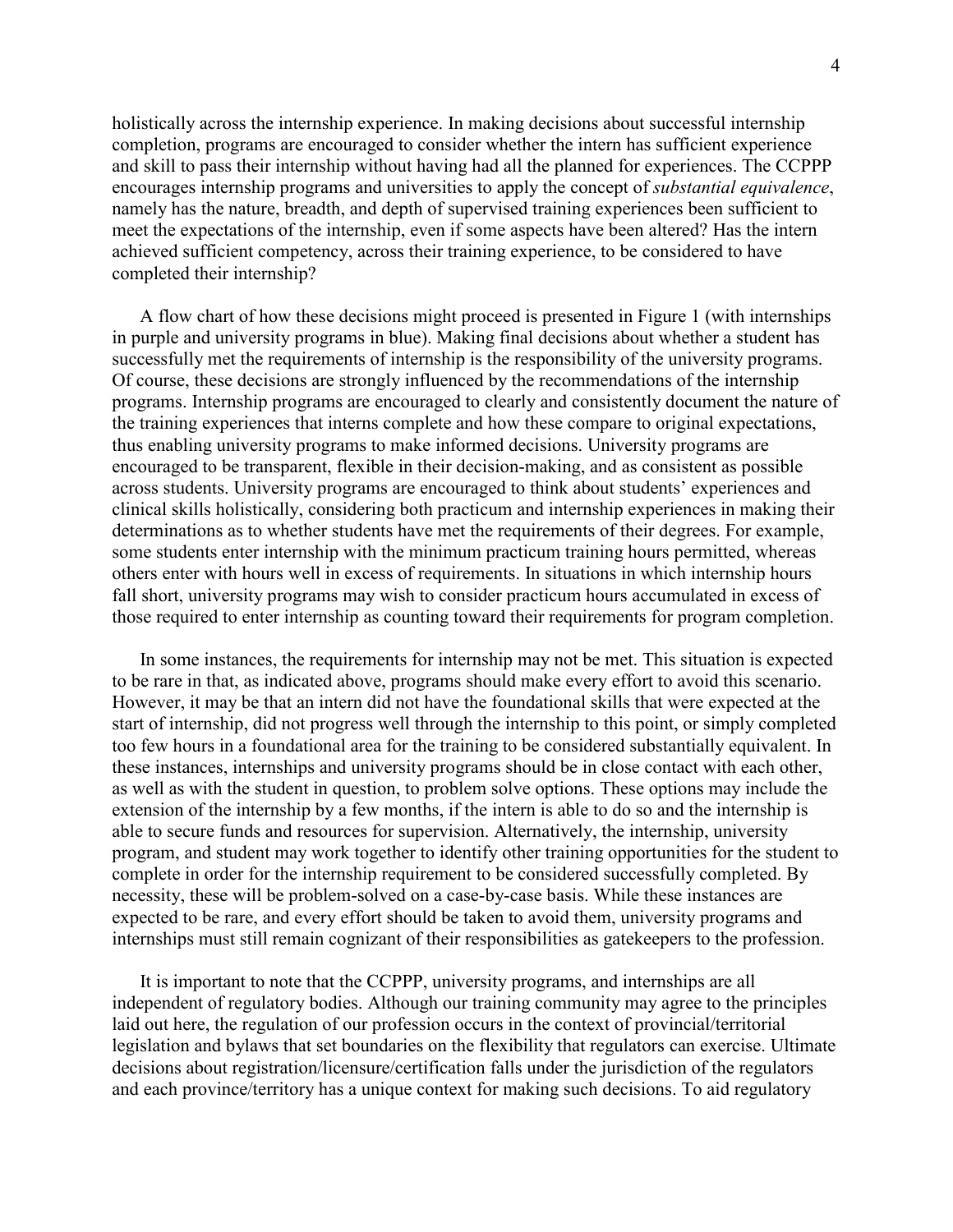holistically across the internship experience. In making decisions about successful internship completion, programs are encouraged to consider whether the intern has sufficient experience and skill to pass their internship without having had all the planned for experiences. The CCPPP encourages internship programs and universities to apply the concept of *substantial equivalence*, namely has the nature, breadth, and depth of supervised training experiences been sufficient to meet the expectations of the internship, even if some aspects have been altered? Has the intern achieved sufficient competency, across their training experience, to be considered to have completed their internship?

A flow chart of how these decisions might proceed is presented in Figure 1 (with internships in purple and university programs in blue). Making final decisions about whether a student has successfully met the requirements of internship is the responsibility of the university programs. Of course, these decisions are strongly influenced by the recommendations of the internship programs. Internship programs are encouraged to clearly and consistently document the nature of the training experiences that interns complete and how these compare to original expectations, thus enabling university programs to make informed decisions. University programs are encouraged to be transparent, flexible in their decision-making, and as consistent as possible across students. University programs are encouraged to think about students' experiences and clinical skills holistically, considering both practicum and internship experiences in making their determinations as to whether students have met the requirements of their degrees. For example, some students enter internship with the minimum practicum training hours permitted, whereas others enter with hours well in excess of requirements. In situations in which internship hours fall short, university programs may wish to consider practicum hours accumulated in excess of those required to enter internship as counting toward their requirements for program completion.

In some instances, the requirements for internship may not be met. This situation is expected to be rare in that, as indicated above, programs should make every effort to avoid this scenario. However, it may be that an intern did not have the foundational skills that were expected at the start of internship, did not progress well through the internship to this point, or simply completed too few hours in a foundational area for the training to be considered substantially equivalent. In these instances, internships and university programs should be in close contact with each other, as well as with the student in question, to problem solve options. These options may include the extension of the internship by a few months, if the intern is able to do so and the internship is able to secure funds and resources for supervision. Alternatively, the internship, university program, and student may work together to identify other training opportunities for the student to complete in order for the internship requirement to be considered successfully completed. By necessity, these will be problem-solved on a case-by-case basis. While these instances are expected to be rare, and every effort should be taken to avoid them, university programs and internships must still remain cognizant of their responsibilities as gatekeepers to the profession.

It is important to note that the CCPPP, university programs, and internships are all independent of regulatory bodies. Although our training community may agree to the principles laid out here, the regulation of our profession occurs in the context of provincial/territorial legislation and bylaws that set boundaries on the flexibility that regulators can exercise. Ultimate decisions about registration/licensure/certification falls under the jurisdiction of the regulators and each province/territory has a unique context for making such decisions. To aid regulatory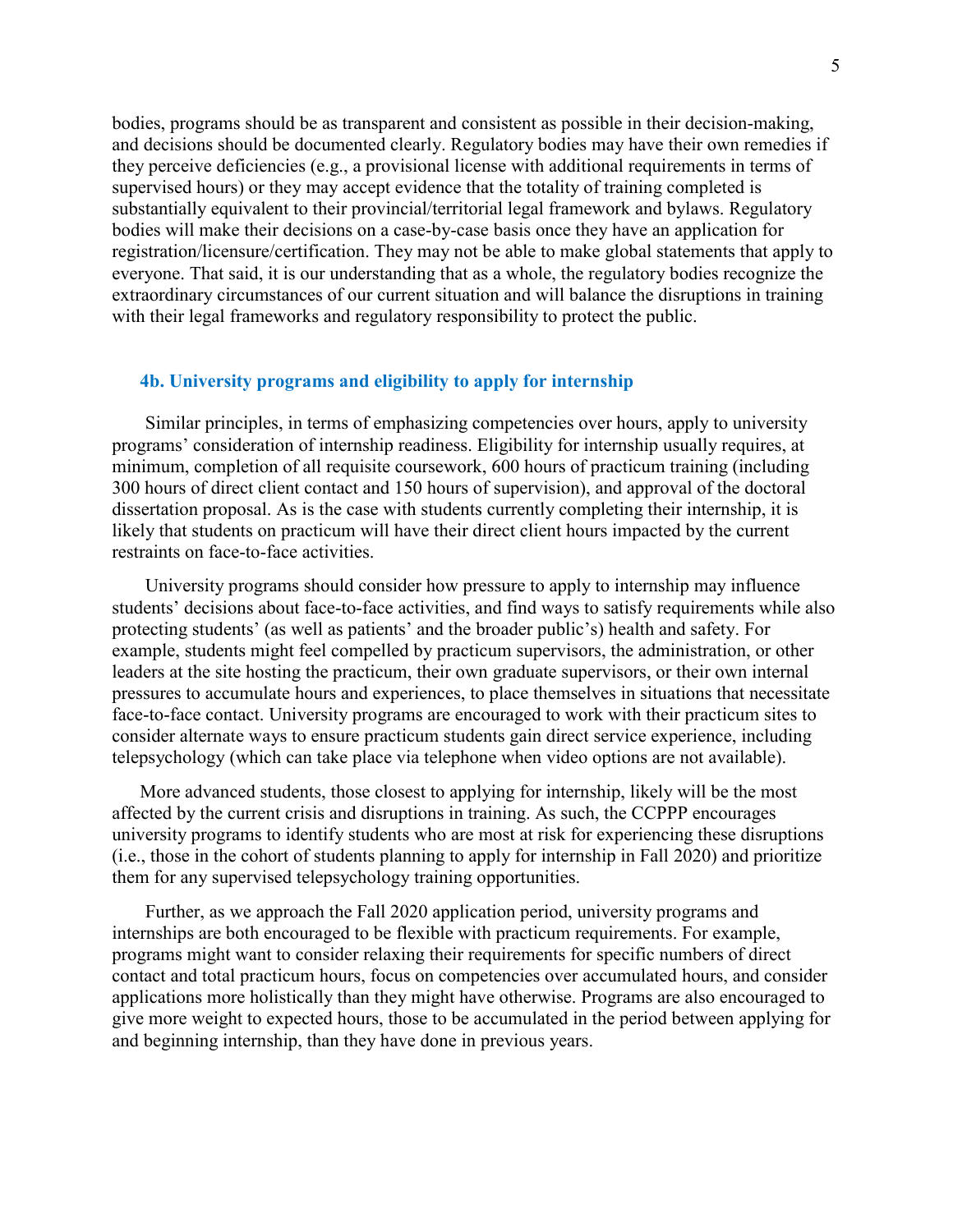bodies, programs should be as transparent and consistent as possible in their decision-making, and decisions should be documented clearly. Regulatory bodies may have their own remedies if they perceive deficiencies (e.g., a provisional license with additional requirements in terms of supervised hours) or they may accept evidence that the totality of training completed is substantially equivalent to their provincial/territorial legal framework and bylaws. Regulatory bodies will make their decisions on a case-by-case basis once they have an application for registration/licensure/certification. They may not be able to make global statements that apply to everyone. That said, it is our understanding that as a whole, the regulatory bodies recognize the extraordinary circumstances of our current situation and will balance the disruptions in training with their legal frameworks and regulatory responsibility to protect the public.

### 4b. University programs and eligibility to apply for internship

Similar principles, in terms of emphasizing competencies over hours, apply to university programs' consideration of internship readiness. Eligibility for internship usually requires, at minimum, completion of all requisite coursework, 600 hours of practicum training (including 300 hours of direct client contact and 150 hours of supervision), and approval of the doctoral dissertation proposal. As is the case with students currently completing their internship, it is likely that students on practicum will have their direct client hours impacted by the current restraints on face-to-face activities.

University programs should consider how pressure to apply to internship may influence students' decisions about face-to-face activities, and find ways to satisfy requirements while also protecting students' (as well as patients' and the broader public's) health and safety. For example, students might feel compelled by practicum supervisors, the administration, or other leaders at the site hosting the practicum, their own graduate supervisors, or their own internal pressures to accumulate hours and experiences, to place themselves in situations that necessitate face-to-face contact. University programs are encouraged to work with their practicum sites to consider alternate ways to ensure practicum students gain direct service experience, including telepsychology (which can take place via telephone when video options are not available).

More advanced students, those closest to applying for internship, likely will be the most affected by the current crisis and disruptions in training. As such, the CCPPP encourages university programs to identify students who are most at risk for experiencing these disruptions (i.e., those in the cohort of students planning to apply for internship in Fall 2020) and prioritize them for any supervised telepsychology training opportunities.

Further, as we approach the Fall 2020 application period, university programs and internships are both encouraged to be flexible with practicum requirements. For example, programs might want to consider relaxing their requirements for specific numbers of direct contact and total practicum hours, focus on competencies over accumulated hours, and consider applications more holistically than they might have otherwise. Programs are also encouraged to give more weight to expected hours, those to be accumulated in the period between applying for and beginning internship, than they have done in previous years.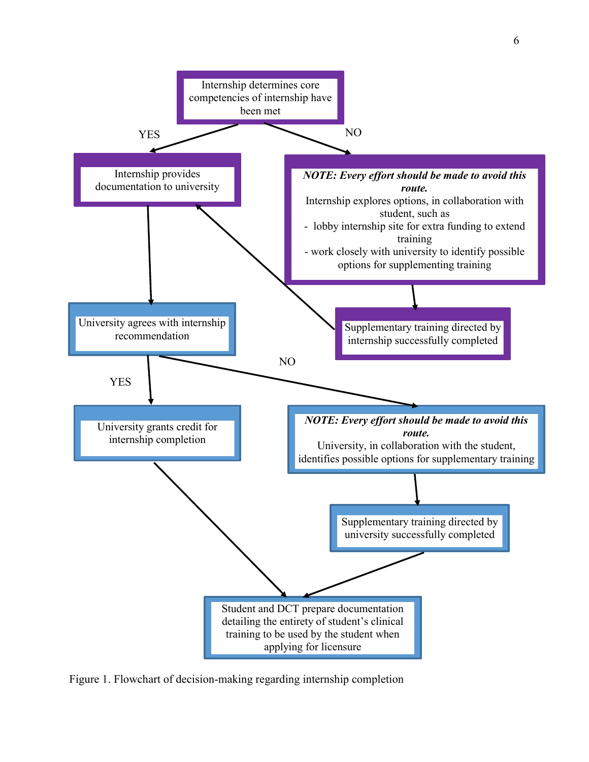Internship determines core competencies of internship have been met

YES

NO

Internship provides documentation to university

***NOTE: Every effort should be made to avoid this route.***
Internship explores options, in collaboration with student, such as
- lobby internship site for extra funding to extend training
- work closely with university to identify possible options for supplementing training

Supplementary training directed by internship successfully completed

University agrees with internship recommendation

YES

NO

University grants credit for internship completion

***NOTE: Every effort should be made to avoid this route.***
University, in collaboration with the student, identifies possible options for supplementary training

Supplementary training directed by university successfully completed

Student and DCT prepare documentation detailing the entirety of student's clinical training to be used by the student when applying for licensure

Figure 1. Flowchart of decision-making regarding internship completion